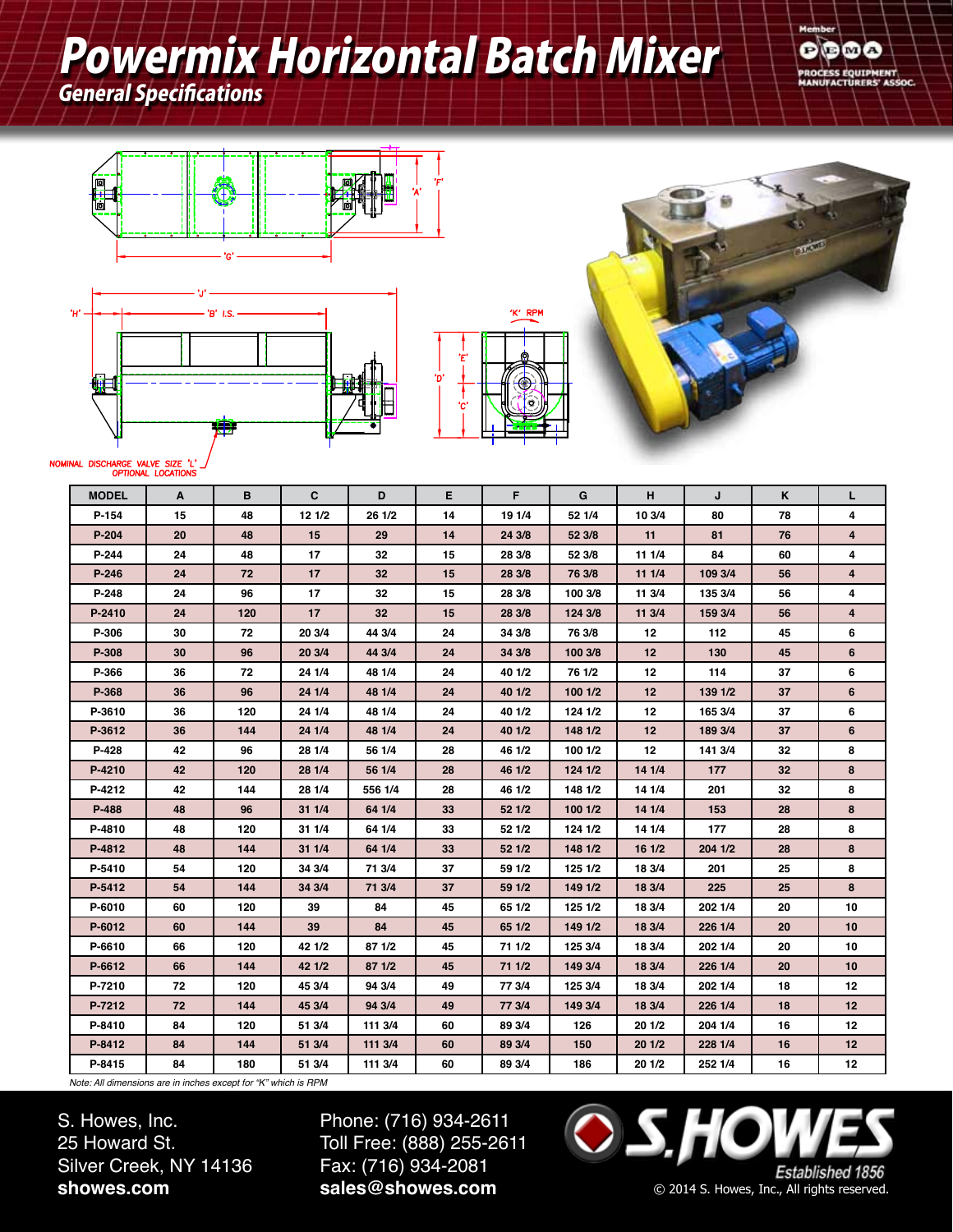# Powermix Horizontal Batch Mixer

## General Specifications

Member PEMA PROCESS EQUIPMENT MANUFACTURERS' ASSOC.

NOMINAL DISCHARGE VALVE SIZE 'L' OPTIONAL LOCATIONS

| MODEL | A | B | C | D | E | F | G | H | J | K | L |
|---|---|---|---|---|---|---|---|---|---|---|---|
| P-154 | 15 | 48 | 12 1/2 | 26 1/2 | 14 | 19 1/4 | 52 1/4 | 10 3/4 | 80 | 78 | 4 |
| P-204 | 20 | 48 | 15 | 29 | 14 | 24 3/8 | 52 3/8 | 11 | 81 | 76 | 4 |
| P-244 | 24 | 48 | 17 | 32 | 15 | 28 3/8 | 52 3/8 | 11 1/4 | 84 | 60 | 4 |
| P-246 | 24 | 72 | 17 | 32 | 15 | 28 3/8 | 76 3/8 | 11 1/4 | 109 3/4 | 56 | 4 |
| P-248 | 24 | 96 | 17 | 32 | 15 | 28 3/8 | 100 3/8 | 11 3/4 | 135 3/4 | 56 | 4 |
| P-2410 | 24 | 120 | 17 | 32 | 15 | 28 3/8 | 124 3/8 | 11 3/4 | 159 3/4 | 56 | 4 |
| P-306 | 30 | 72 | 20 3/4 | 44 3/4 | 24 | 34 3/8 | 76 3/8 | 12 | 112 | 45 | 6 |
| P-308 | 30 | 96 | 20 3/4 | 44 3/4 | 24 | 34 3/8 | 100 3/8 | 12 | 130 | 45 | 6 |
| P-366 | 36 | 72 | 24 1/4 | 48 1/4 | 24 | 40 1/2 | 76 1/2 | 12 | 114 | 37 | 6 |
| P-368 | 36 | 96 | 24 1/4 | 48 1/4 | 24 | 40 1/2 | 100 1/2 | 12 | 139 1/2 | 37 | 6 |
| P-3610 | 36 | 120 | 24 1/4 | 48 1/4 | 24 | 40 1/2 | 124 1/2 | 12 | 165 3/4 | 37 | 6 |
| P-3612 | 36 | 144 | 24 1/4 | 48 1/4 | 24 | 40 1/2 | 148 1/2 | 12 | 189 3/4 | 37 | 6 |
| P-428 | 42 | 96 | 28 1/4 | 56 1/4 | 28 | 46 1/2 | 100 1/2 | 12 | 141 3/4 | 32 | 8 |
| P-4210 | 42 | 120 | 28 1/4 | 56 1/4 | 28 | 46 1/2 | 124 1/2 | 14 1/4 | 177 | 32 | 8 |
| P-4212 | 42 | 144 | 28 1/4 | 556 1/4 | 28 | 46 1/2 | 148 1/2 | 14 1/4 | 201 | 32 | 8 |
| P-488 | 48 | 96 | 31 1/4 | 64 1/4 | 33 | 52 1/2 | 100 1/2 | 14 1/4 | 153 | 28 | 8 |
| P-4810 | 48 | 120 | 31 1/4 | 64 1/4 | 33 | 52 1/2 | 124 1/2 | 14 1/4 | 177 | 28 | 8 |
| P-4812 | 48 | 144 | 31 1/4 | 64 1/4 | 33 | 52 1/2 | 148 1/2 | 16 1/2 | 204 1/2 | 28 | 8 |
| P-5410 | 54 | 120 | 34 3/4 | 71 3/4 | 37 | 59 1/2 | 125 1/2 | 18 3/4 | 201 | 25 | 8 |
| P-5412 | 54 | 144 | 34 3/4 | 71 3/4 | 37 | 59 1/2 | 149 1/2 | 18 3/4 | 225 | 25 | 8 |
| P-6010 | 60 | 120 | 39 | 84 | 45 | 65 1/2 | 125 1/2 | 18 3/4 | 202 1/4 | 20 | 10 |
| P-6012 | 60 | 144 | 39 | 84 | 45 | 65 1/2 | 149 1/2 | 18 3/4 | 226 1/4 | 20 | 10 |
| P-6610 | 66 | 120 | 42 1/2 | 87 1/2 | 45 | 71 1/2 | 125 3/4 | 18 3/4 | 202 1/4 | 20 | 10 |
| P-6612 | 66 | 144 | 42 1/2 | 87 1/2 | 45 | 71 1/2 | 149 3/4 | 18 3/4 | 226 1/4 | 20 | 10 |
| P-7210 | 72 | 120 | 45 3/4 | 94 3/4 | 49 | 77 3/4 | 125 3/4 | 18 3/4 | 202 1/4 | 18 | 12 |
| P-7212 | 72 | 144 | 45 3/4 | 94 3/4 | 49 | 77 3/4 | 149 3/4 | 18 3/4 | 226 1/4 | 18 | 12 |
| P-8410 | 84 | 120 | 51 3/4 | 111 3/4 | 60 | 89 3/4 | 126 | 20 1/2 | 204 1/4 | 16 | 12 |
| P-8412 | 84 | 144 | 51 3/4 | 111 3/4 | 60 | 89 3/4 | 150 | 20 1/2 | 228 1/4 | 16 | 12 |
| P-8415 | 84 | 180 | 51 3/4 | 111 3/4 | 60 | 89 3/4 | 186 | 20 1/2 | 252 1/4 | 16 | 12 |

*Note: All dimensions are in inches except for "K" which is RPM*

S. Howes, Inc.
25 Howard St.
Silver Creek, NY 14136
**showes.com**

Phone: (716) 934-2611
Toll Free: (888) 255-2611
Fax: (716) 934-2081
**sales@showes.com**

S.HOWES Established 1856

© 2014 S. Howes, Inc., All rights reserved.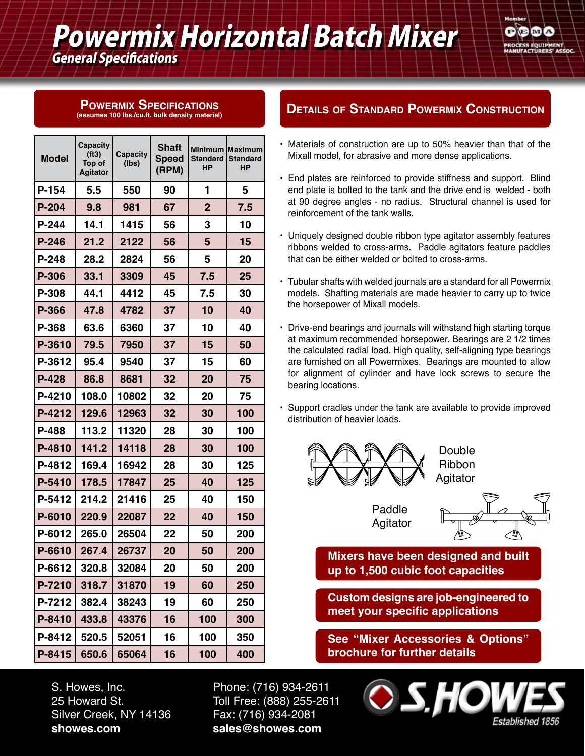# Powermix Horizontal Batch Mixer

## General Specifications

### Powermix Specifications

(assumes 100 lbs./cu.ft. bulk density material)

| Model | Capacity (ft3) Top of Agitator | Capacity (lbs) | Shaft Speed (RPM) | Minimum Standard HP | Maximum Standard HP |
|---|---|---|---|---|---|
| P-154 | 5.5 | 550 | 90 | 1 | 5 |
| P-204 | 9.8 | 981 | 67 | 2 | 7.5 |
| P-244 | 14.1 | 1415 | 56 | 3 | 10 |
| P-246 | 21.2 | 2122 | 56 | 5 | 15 |
| P-248 | 28.2 | 2824 | 56 | 5 | 20 |
| P-306 | 33.1 | 3309 | 45 | 7.5 | 25 |
| P-308 | 44.1 | 4412 | 45 | 7.5 | 30 |
| P-366 | 47.8 | 4782 | 37 | 10 | 40 |
| P-368 | 63.6 | 6360 | 37 | 10 | 40 |
| P-3610 | 79.5 | 7950 | 37 | 15 | 50 |
| P-3612 | 95.4 | 9540 | 37 | 15 | 60 |
| P-428 | 86.8 | 8681 | 32 | 20 | 75 |
| P-4210 | 108.0 | 10802 | 32 | 20 | 75 |
| P-4212 | 129.6 | 12963 | 32 | 30 | 100 |
| P-488 | 113.2 | 11320 | 28 | 30 | 100 |
| P-4810 | 141.2 | 14118 | 28 | 30 | 100 |
| P-4812 | 169.4 | 16942 | 28 | 30 | 125 |
| P-5410 | 178.5 | 17847 | 25 | 40 | 125 |
| P-5412 | 214.2 | 21416 | 25 | 40 | 150 |
| P-6010 | 220.9 | 22087 | 22 | 40 | 150 |
| P-6012 | 265.0 | 26504 | 22 | 50 | 200 |
| P-6610 | 267.4 | 26737 | 20 | 50 | 200 |
| P-6612 | 320.8 | 32084 | 20 | 50 | 200 |
| P-7210 | 318.7 | 31870 | 19 | 60 | 250 |
| P-7212 | 382.4 | 38243 | 19 | 60 | 250 |
| P-8410 | 433.8 | 43376 | 16 | 100 | 300 |
| P-8412 | 520.5 | 52051 | 16 | 100 | 350 |
| P-8415 | 650.6 | 65064 | 16 | 100 | 400 |

### Details of Standard Powermix Construction

- Materials of construction are up to 50% heavier than that of the Mixall model, for abrasive and more dense applications.
- End plates are reinforced to provide stiffness and support. Blind end plate is bolted to the tank and the drive end is welded - both at 90 degree angles - no radius. Structural channel is used for reinforcement of the tank walls.
- Uniquely designed double ribbon type agitator assembly features ribbons welded to cross-arms. Paddle agitators feature paddles that can be either welded or bolted to cross-arms.
- Tubular shafts with welded journals are a standard for all Powermix models. Shafting materials are made heavier to carry up to twice the horsepower of Mixall models.
- Drive-end bearings and journals will withstand high starting torque at maximum recommended horsepower. Bearings are 2 1/2 times the calculated radial load. High quality, self-aligning type bearings are furnished on all Powermixes. Bearings are mounted to allow for alignment of cylinder and have lock screws to secure the bearing locations.
- Support cradles under the tank are available to provide improved distribution of heavier loads.

Double Ribbon Agitator

Paddle Agitator

**Mixers have been designed and built up to 1,500 cubic foot capacities**

**Custom designs are job-engineered to meet your specific applications**

**See "Mixer Accessories & Options" brochure for further details**

S. Howes, Inc.
25 Howard St.
Silver Creek, NY 14136
**showes.com**

Phone: (716) 934-2611
Toll Free: (888) 255-2611
Fax: (716) 934-2081
**sales@showes.com**

S. HOWES
Established 1856